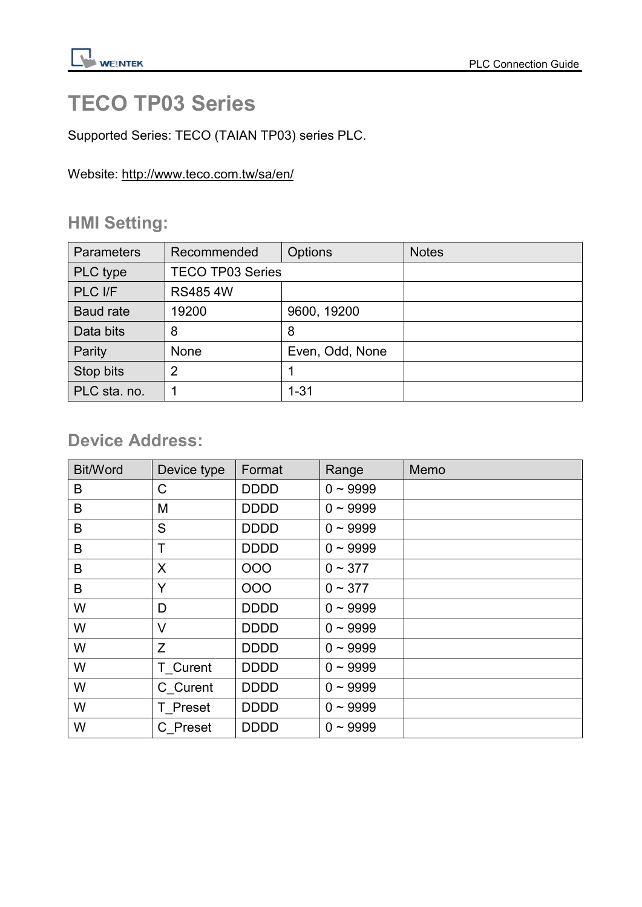# TECO TP03 Series

Supported Series: TECO (TAIAN TP03) series PLC.

Website: http://www.teco.com.tw/sa/en/

## HMI Setting:

| Parameters | Recommended | Options | Notes |
|---|---|---|---|
| PLC type | TECO TP03 Series | | |
| PLC I/F | RS485 4W | | |
| Baud rate | 19200 | 9600, 19200 | |
| Data bits | 8 | 8 | |
| Parity | None | Even, Odd, None | |
| Stop bits | 2 | 1 | |
| PLC sta. no. | 1 | 1-31 | |

## Device Address:

| Bit/Word | Device type | Format | Range | Memo |
|---|---|---|---|---|
| B | C | DDDD | 0 ~ 9999 | |
| B | M | DDDD | 0 ~ 9999 | |
| B | S | DDDD | 0 ~ 9999 | |
| B | T | DDDD | 0 ~ 9999 | |
| B | X | OOO | 0 ~ 377 | |
| B | Y | OOO | 0 ~ 377 | |
| W | D | DDDD | 0 ~ 9999 | |
| W | V | DDDD | 0 ~ 9999 | |
| W | Z | DDDD | 0 ~ 9999 | |
| W | T_Curent | DDDD | 0 ~ 9999 | |
| W | C_Curent | DDDD | 0 ~ 9999 | |
| W | T_Preset | DDDD | 0 ~ 9999 | |
| W | C_Preset | DDDD | 0 ~ 9999 | |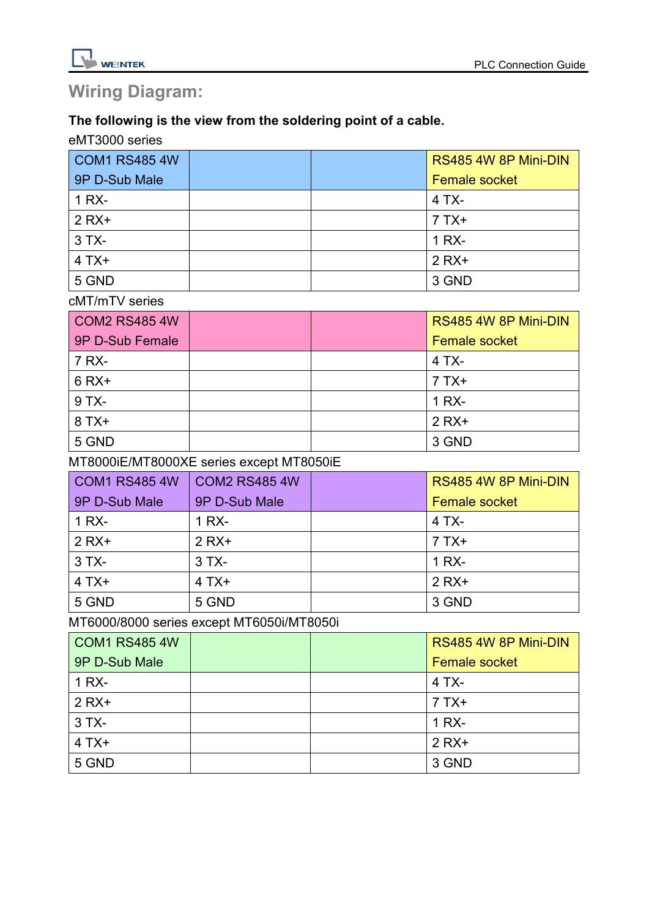## Wiring Diagram:

**The following is the view from the soldering point of a cable.**

eMT3000 series

| COM1 RS485 4W 9P D-Sub Male | | | RS485 4W 8P Mini-DIN Female socket |
|---|---|---|---|
| 1 RX- | | | 4 TX- |
| 2 RX+ | | | 7 TX+ |
| 3 TX- | | | 1 RX- |
| 4 TX+ | | | 2 RX+ |
| 5 GND | | | 3 GND |

cMT/mTV series

| COM2 RS485 4W 9P D-Sub Female | | | RS485 4W 8P Mini-DIN Female socket |
|---|---|---|---|
| 7 RX- | | | 4 TX- |
| 6 RX+ | | | 7 TX+ |
| 9 TX- | | | 1 RX- |
| 8 TX+ | | | 2 RX+ |
| 5 GND | | | 3 GND |

MT8000iE/MT8000XE series except MT8050iE

| COM1 RS485 4W 9P D-Sub Male | COM2 RS485 4W 9P D-Sub Male | | RS485 4W 8P Mini-DIN Female socket |
|---|---|---|---|
| 1 RX- | 1 RX- | | 4 TX- |
| 2 RX+ | 2 RX+ | | 7 TX+ |
| 3 TX- | 3 TX- | | 1 RX- |
| 4 TX+ | 4 TX+ | | 2 RX+ |
| 5 GND | 5 GND | | 3 GND |

MT6000/8000 series except MT6050i/MT8050i

| COM1 RS485 4W 9P D-Sub Male | | | RS485 4W 8P Mini-DIN Female socket |
|---|---|---|---|
| 1 RX- | | | 4 TX- |
| 2 RX+ | | | 7 TX+ |
| 3 TX- | | | 1 RX- |
| 4 TX+ | | | 2 RX+ |
| 5 GND | | | 3 GND |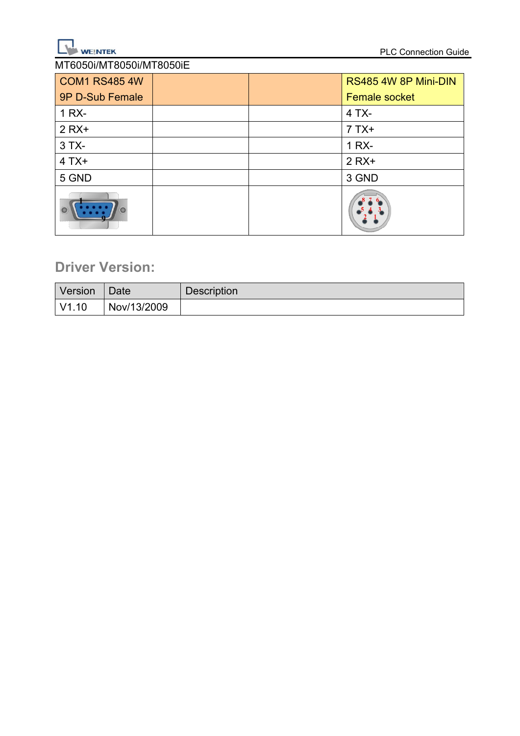MT6050i/MT8050i/MT8050iE

| COM1 RS485 4W 9P D-Sub Female | | | RS485 4W 8P Mini-DIN Female socket |
|---|---|---|---|
| 1 RX- | | | 4 TX- |
| 2 RX+ | | | 7 TX+ |
| 3 TX- | | | 1 RX- |
| 4 TX+ | | | 2 RX+ |
| 5 GND | | | 3 GND |
| | | | |

## Driver Version:

| Version | Date | Description |
|---|---|---|
| V1.10 | Nov/13/2009 | |